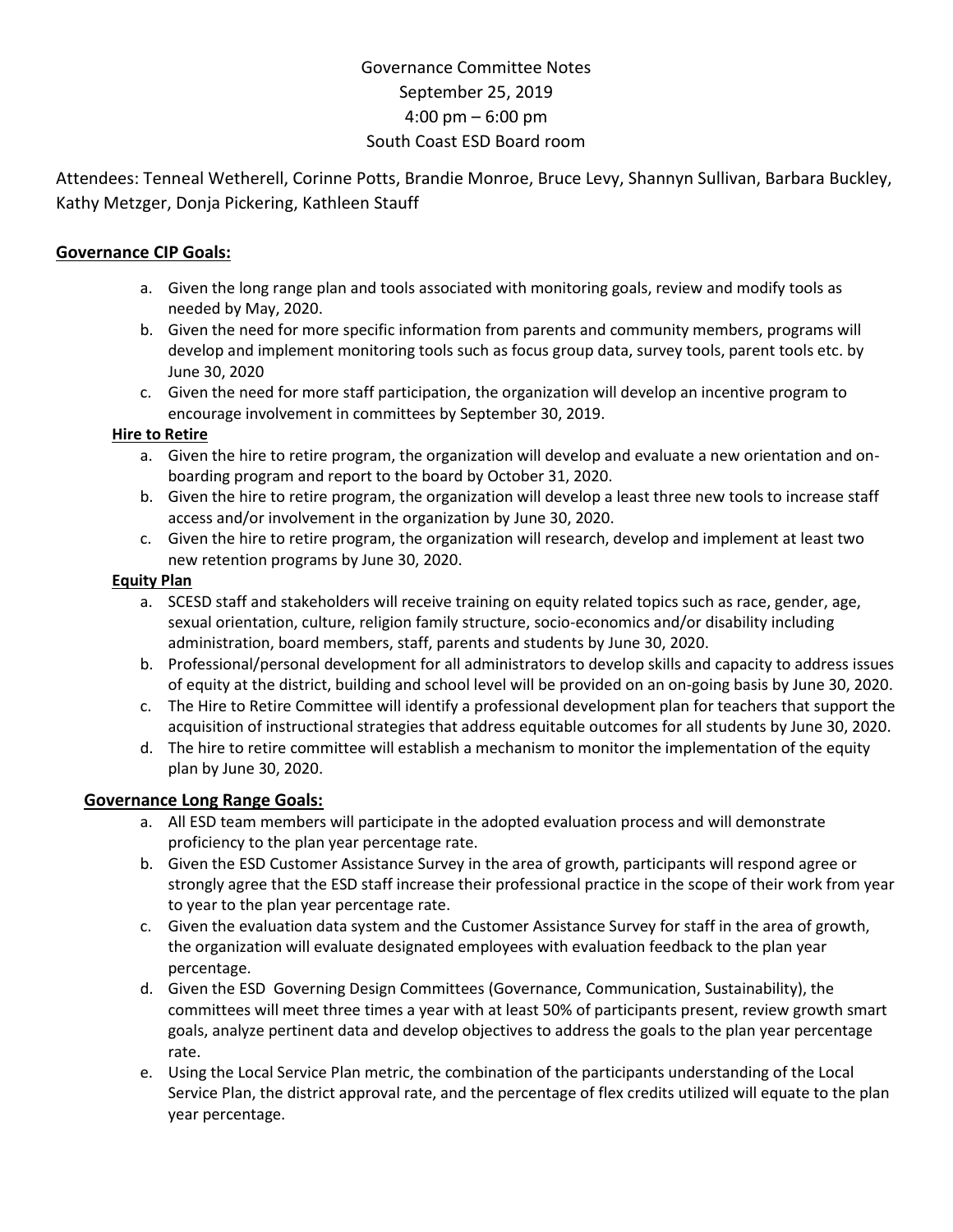# Governance Committee Notes

September 25, 2019

4:00 pm – 6:00 pm

South Coast ESD Board room

Attendees: Tenneal Wetherell, Corinne Potts, Brandie Monroe, Bruce Levy, Shannyn Sullivan, Barbara Buckley, Kathy Metzger, Donja Pickering, Kathleen Stauff

## Governance CIP Goals:

a. Given the long range plan and tools associated with monitoring goals, review and modify tools as needed by May, 2020.
b. Given the need for more specific information from parents and community members, programs will develop and implement monitoring tools such as focus group data, survey tools, parent tools etc. by June 30, 2020
c. Given the need for more staff participation, the organization will develop an incentive program to encourage involvement in committees by September 30, 2019.

### Hire to Retire

a. Given the hire to retire program, the organization will develop and evaluate a new orientation and on-boarding program and report to the board by October 31, 2020.
b. Given the hire to retire program, the organization will develop a least three new tools to increase staff access and/or involvement in the organization by June 30, 2020.
c. Given the hire to retire program, the organization will research, develop and implement at least two new retention programs by June 30, 2020.

### Equity Plan

a. SCESD staff and stakeholders will receive training on equity related topics such as race, gender, age, sexual orientation, culture, religion family structure, socio-economics and/or disability including administration, board members, staff, parents and students by June 30, 2020.
b. Professional/personal development for all administrators to develop skills and capacity to address issues of equity at the district, building and school level will be provided on an on-going basis by June 30, 2020.
c. The Hire to Retire Committee will identify a professional development plan for teachers that support the acquisition of instructional strategies that address equitable outcomes for all students by June 30, 2020.
d. The hire to retire committee will establish a mechanism to monitor the implementation of the equity plan by June 30, 2020.

## Governance Long Range Goals:

a. All ESD team members will participate in the adopted evaluation process and will demonstrate proficiency to the plan year percentage rate.
b. Given the ESD Customer Assistance Survey in the area of growth, participants will respond agree or strongly agree that the ESD staff increase their professional practice in the scope of their work from year to year to the plan year percentage rate.
c. Given the evaluation data system and the Customer Assistance Survey for staff in the area of growth, the organization will evaluate designated employees with evaluation feedback to the plan year percentage.
d. Given the ESD Governing Design Committees (Governance, Communication, Sustainability), the committees will meet three times a year with at least 50% of participants present, review growth smart goals, analyze pertinent data and develop objectives to address the goals to the plan year percentage rate.
e. Using the Local Service Plan metric, the combination of the participants understanding of the Local Service Plan, the district approval rate, and the percentage of flex credits utilized will equate to the plan year percentage.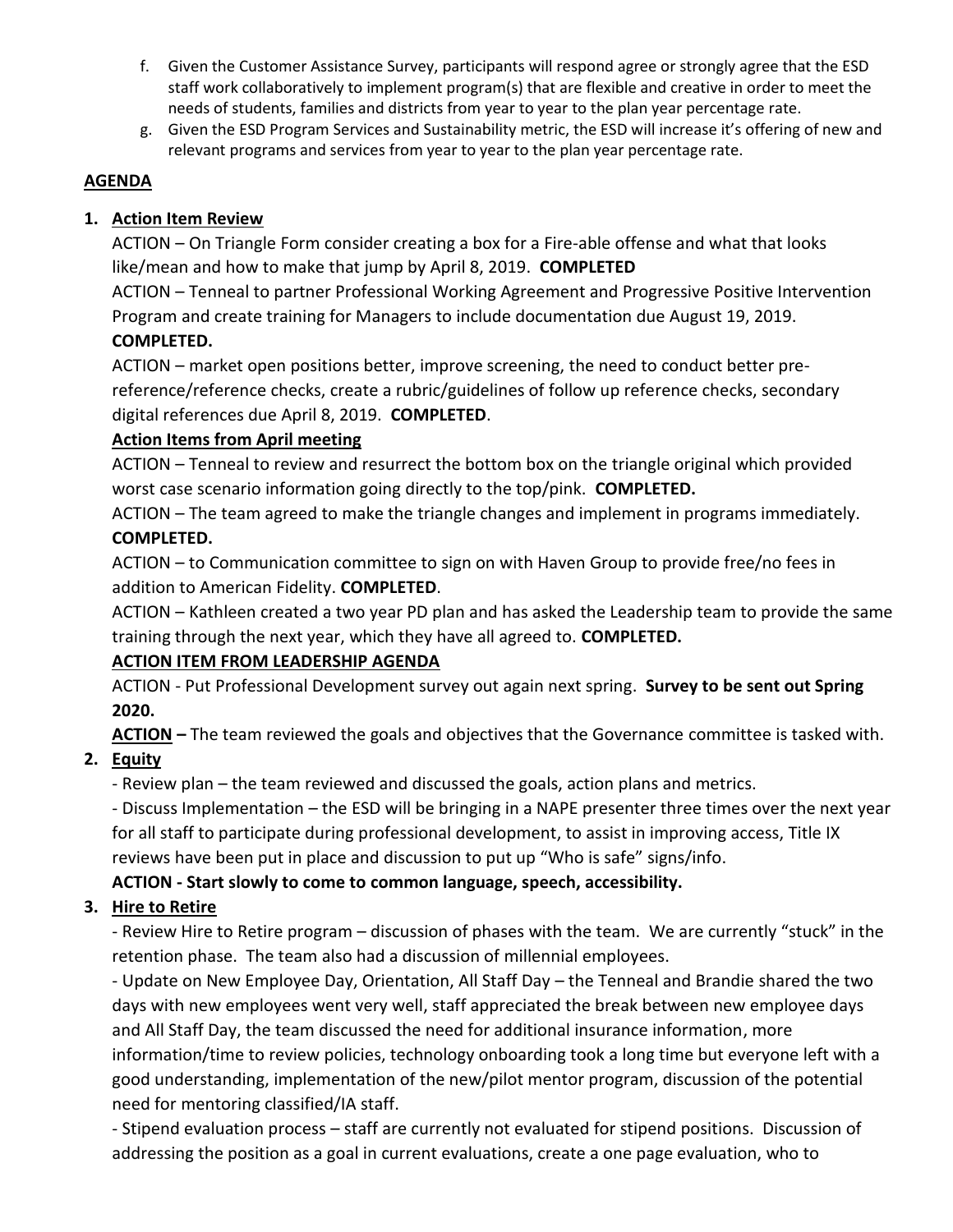f. Given the Customer Assistance Survey, participants will respond agree or strongly agree that the ESD staff work collaboratively to implement program(s) that are flexible and creative in order to meet the needs of students, families and districts from year to year to the plan year percentage rate.

g. Given the ESD Program Services and Sustainability metric, the ESD will increase it's offering of new and relevant programs and services from year to year to the plan year percentage rate.

**AGENDA**

1. **Action Item Review**

   ACTION – On Triangle Form consider creating a box for a Fire-able offense and what that looks like/mean and how to make that jump by April 8, 2019. **COMPLETED**

   ACTION – Tenneal to partner Professional Working Agreement and Progressive Positive Intervention Program and create training for Managers to include documentation due August 19, 2019. **COMPLETED.**

   ACTION – market open positions better, improve screening, the need to conduct better pre-reference/reference checks, create a rubric/guidelines of follow up reference checks, secondary digital references due April 8, 2019. **COMPLETED**.

   **Action Items from April meeting**

   ACTION – Tenneal to review and resurrect the bottom box on the triangle original which provided worst case scenario information going directly to the top/pink. **COMPLETED.**

   ACTION – The team agreed to make the triangle changes and implement in programs immediately. **COMPLETED.**

   ACTION – to Communication committee to sign on with Haven Group to provide free/no fees in addition to American Fidelity. **COMPLETED**.

   ACTION – Kathleen created a two year PD plan and has asked the Leadership team to provide the same training through the next year, which they have all agreed to. **COMPLETED.**

   **ACTION ITEM FROM LEADERSHIP AGENDA**

   ACTION - Put Professional Development survey out again next spring. **Survey to be sent out Spring 2020.**

   **ACTION –** The team reviewed the goals and objectives that the Governance committee is tasked with.

2. **Equity**

   - Review plan – the team reviewed and discussed the goals, action plans and metrics.
   - Discuss Implementation – the ESD will be bringing in a NAPE presenter three times over the next year for all staff to participate during professional development, to assist in improving access, Title IX reviews have been put in place and discussion to put up "Who is safe" signs/info.

   **ACTION - Start slowly to come to common language, speech, accessibility.**

3. **Hire to Retire**

   - Review Hire to Retire program – discussion of phases with the team. We are currently "stuck" in the retention phase. The team also had a discussion of millennial employees.
   - Update on New Employee Day, Orientation, All Staff Day – the Tenneal and Brandie shared the two days with new employees went very well, staff appreciated the break between new employee days and All Staff Day, the team discussed the need for additional insurance information, more information/time to review policies, technology onboarding took a long time but everyone left with a good understanding, implementation of the new/pilot mentor program, discussion of the potential need for mentoring classified/IA staff.
   - Stipend evaluation process – staff are currently not evaluated for stipend positions. Discussion of addressing the position as a goal in current evaluations, create a one page evaluation, who to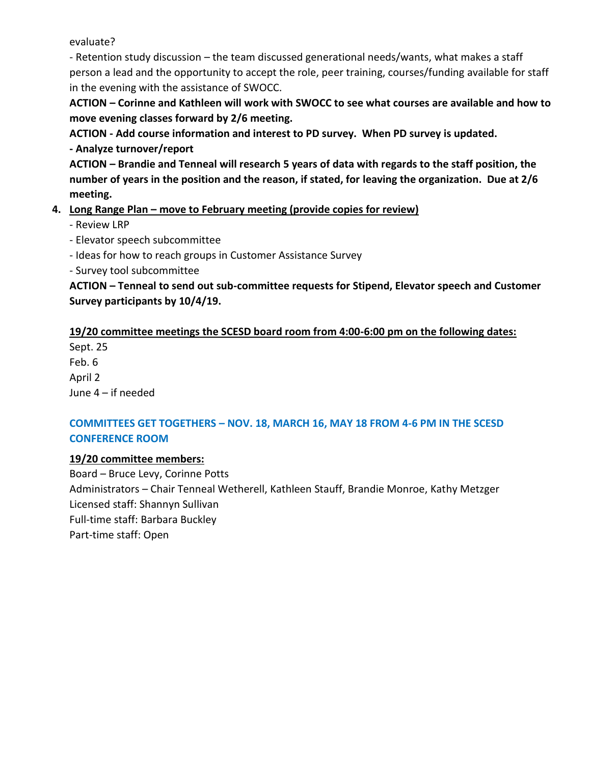evaluate?

- Retention study discussion – the team discussed generational needs/wants, what makes a staff person a lead and the opportunity to accept the role, peer training, courses/funding available for staff in the evening with the assistance of SWOCC.

**ACTION – Corinne and Kathleen will work with SWOCC to see what courses are available and how to move evening classes forward by 2/6 meeting.**

**ACTION - Add course information and interest to PD survey. When PD survey is updated.**

**- Analyze turnover/report**

**ACTION – Brandie and Tenneal will research 5 years of data with regards to the staff position, the number of years in the position and the reason, if stated, for leaving the organization. Due at 2/6 meeting.**

4. **<u>Long Range Plan – move to February meeting (provide copies for review)</u>**
   - Review LRP
   - Elevator speech subcommittee
   - Ideas for how to reach groups in Customer Assistance Survey
   - Survey tool subcommittee

   **ACTION – Tenneal to send out sub-committee requests for Stipend, Elevator speech and Customer Survey participants by 10/4/19.**

**<u>19/20 committee meetings the SCESD board room from 4:00-6:00 pm on the following dates:</u>**

Sept. 25
Feb. 6
April 2
June 4 – if needed

**COMMITTEES GET TOGETHERS – NOV. 18, MARCH 16, MAY 18 FROM 4-6 PM IN THE SCESD CONFERENCE ROOM**

**<u>19/20 committee members:</u>**

Board – Bruce Levy, Corinne Potts
Administrators – Chair Tenneal Wetherell, Kathleen Stauff, Brandie Monroe, Kathy Metzger
Licensed staff: Shannyn Sullivan
Full-time staff: Barbara Buckley
Part-time staff: Open